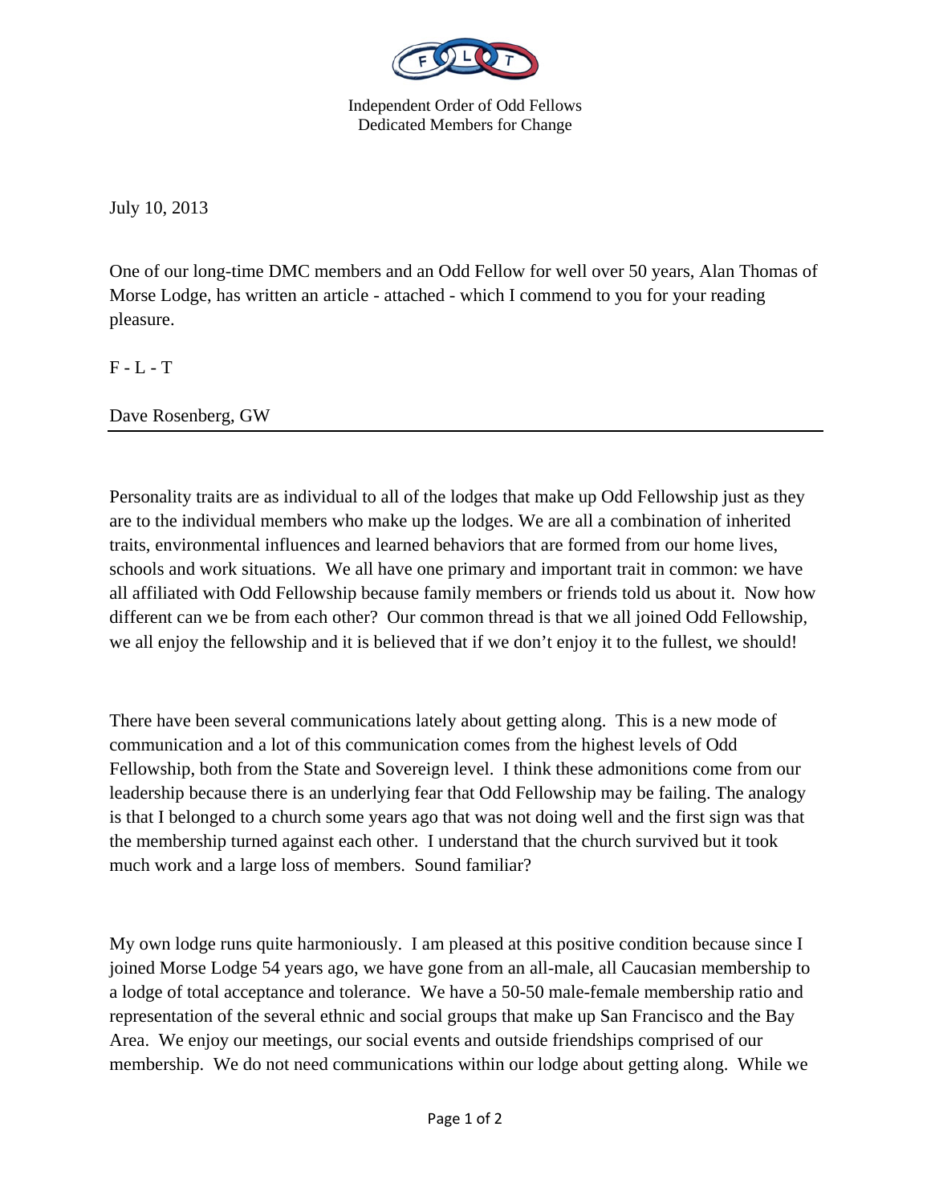Independent Order of Odd Fellows
Dedicated Members for Change

July 10, 2013

One of our long-time DMC members and an Odd Fellow for well over 50 years, Alan Thomas of Morse Lodge, has written an article - attached - which I commend to you for your reading pleasure.

F - L - T

Dave Rosenberg, GW

---

Personality traits are as individual to all of the lodges that make up Odd Fellowship just as they are to the individual members who make up the lodges. We are all a combination of inherited traits, environmental influences and learned behaviors that are formed from our home lives, schools and work situations. We all have one primary and important trait in common: we have all affiliated with Odd Fellowship because family members or friends told us about it. Now how different can we be from each other? Our common thread is that we all joined Odd Fellowship, we all enjoy the fellowship and it is believed that if we don't enjoy it to the fullest, we should!

There have been several communications lately about getting along. This is a new mode of communication and a lot of this communication comes from the highest levels of Odd Fellowship, both from the State and Sovereign level. I think these admonitions come from our leadership because there is an underlying fear that Odd Fellowship may be failing. The analogy is that I belonged to a church some years ago that was not doing well and the first sign was that the membership turned against each other. I understand that the church survived but it took much work and a large loss of members. Sound familiar?

My own lodge runs quite harmoniously. I am pleased at this positive condition because since I joined Morse Lodge 54 years ago, we have gone from an all-male, all Caucasian membership to a lodge of total acceptance and tolerance. We have a 50-50 male-female membership ratio and representation of the several ethnic and social groups that make up San Francisco and the Bay Area. We enjoy our meetings, our social events and outside friendships comprised of our membership. We do not need communications within our lodge about getting along. While we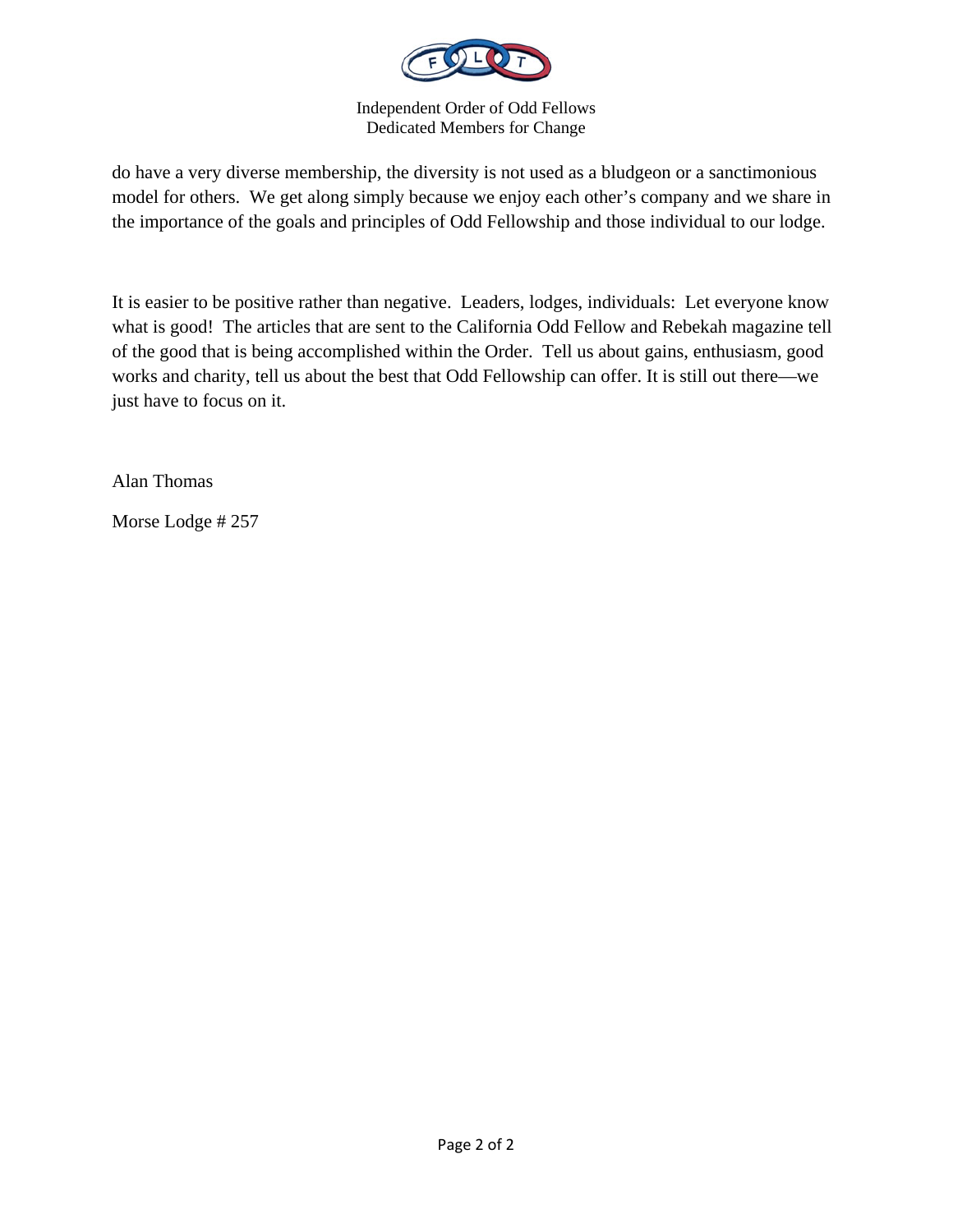do have a very diverse membership, the diversity is not used as a bludgeon or a sanctimonious model for others. We get along simply because we enjoy each other's company and we share in the importance of the goals and principles of Odd Fellowship and those individual to our lodge.

It is easier to be positive rather than negative. Leaders, lodges, individuals: Let everyone know what is good! The articles that are sent to the California Odd Fellow and Rebekah magazine tell of the good that is being accomplished within the Order. Tell us about gains, enthusiasm, good works and charity, tell us about the best that Odd Fellowship can offer. It is still out there—we just have to focus on it.

Alan Thomas

Morse Lodge # 257